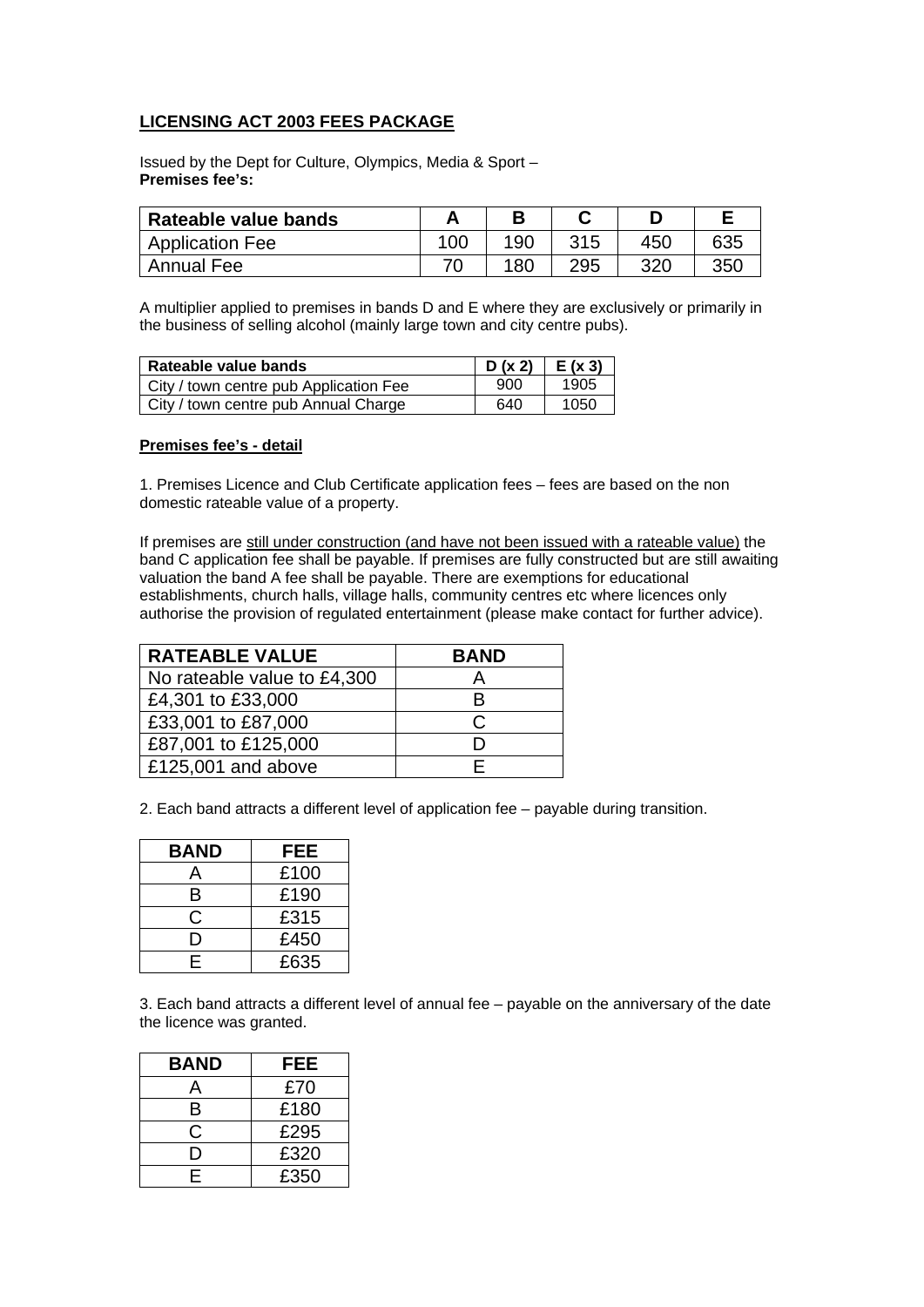## LICENSING ACT 2003 FEES PACKAGE

Issued by the Dept for Culture, Olympics, Media & Sport –
**Premises fee's:**

| Rateable value bands | A | B | C | D | E |
|---|---|---|---|---|---|
| Application Fee | 100 | 190 | 315 | 450 | 635 |
| Annual Fee | 70 | 180 | 295 | 320 | 350 |

A multiplier applied to premises in bands D and E where they are exclusively or primarily in the business of selling alcohol (mainly large town and city centre pubs).

| Rateable value bands | D (x 2) | E (x 3) |
|---|---|---|
| City / town centre pub Application Fee | 900 | 1905 |
| City / town centre pub Annual Charge | 640 | 1050 |

### Premises fee's - detail

1. Premises Licence and Club Certificate application fees – fees are based on the non domestic rateable value of a property.

If premises are still under construction (and have not been issued with a rateable value) the band C application fee shall be payable. If premises are fully constructed but are still awaiting valuation the band A fee shall be payable. There are exemptions for educational establishments, church halls, village halls, community centres etc where licences only authorise the provision of regulated entertainment (please make contact for further advice).

| RATEABLE VALUE | BAND |
|---|---|
| No rateable value to £4,300 | A |
| £4,301 to £33,000 | B |
| £33,001 to £87,000 | C |
| £87,001 to £125,000 | D |
| £125,001 and above | E |

2. Each band attracts a different level of application fee – payable during transition.

| BAND | FEE |
|---|---|
| A | £100 |
| B | £190 |
| C | £315 |
| D | £450 |
| E | £635 |

3. Each band attracts a different level of annual fee – payable on the anniversary of the date the licence was granted.

| BAND | FEE |
|---|---|
| A | £70 |
| B | £180 |
| C | £295 |
| D | £320 |
| E | £350 |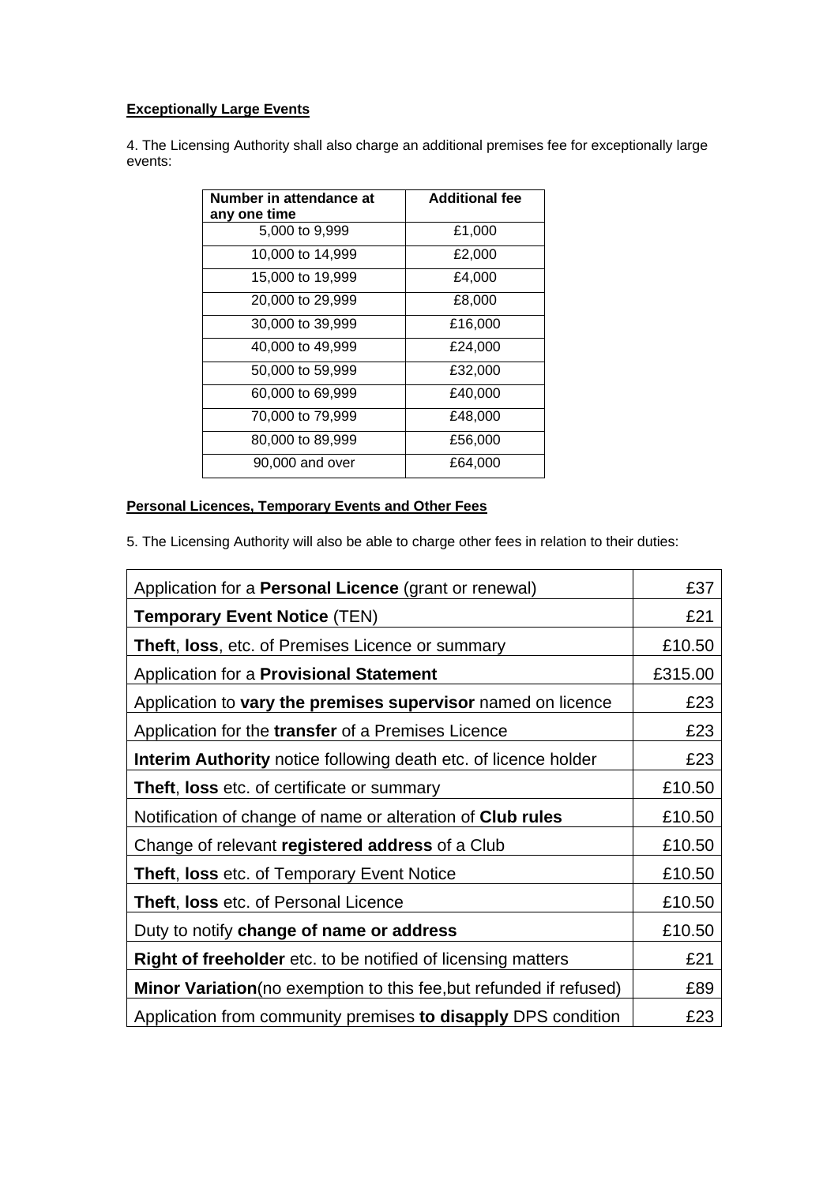**Exceptionally Large Events**

4. The Licensing Authority shall also charge an additional premises fee for exceptionally large events:

| Number in attendance at any one time | Additional fee |
|---|---|
| 5,000 to 9,999 | £1,000 |
| 10,000 to 14,999 | £2,000 |
| 15,000 to 19,999 | £4,000 |
| 20,000 to 29,999 | £8,000 |
| 30,000 to 39,999 | £16,000 |
| 40,000 to 49,999 | £24,000 |
| 50,000 to 59,999 | £32,000 |
| 60,000 to 69,999 | £40,000 |
| 70,000 to 79,999 | £48,000 |
| 80,000 to 89,999 | £56,000 |
| 90,000 and over | £64,000 |

**Personal Licences, Temporary Events and Other Fees**

5. The Licensing Authority will also be able to charge other fees in relation to their duties:

| | |
|---|---|
| Application for a **Personal Licence** (grant or renewal) | £37 |
| **Temporary Event Notice** (TEN) | £21 |
| **Theft**, **loss**, etc. of Premises Licence or summary | £10.50 |
| Application for a **Provisional Statement** | £315.00 |
| Application to **vary the premises supervisor** named on licence | £23 |
| Application for the **transfer** of a Premises Licence | £23 |
| **Interim Authority** notice following death etc. of licence holder | £23 |
| **Theft**, **loss** etc. of certificate or summary | £10.50 |
| Notification of change of name or alteration of **Club rules** | £10.50 |
| Change of relevant **registered address** of a Club | £10.50 |
| **Theft**, **loss** etc. of Temporary Event Notice | £10.50 |
| **Theft**, **loss** etc. of Personal Licence | £10.50 |
| Duty to notify **change of name or address** | £10.50 |
| **Right of freeholder** etc. to be notified of licensing matters | £21 |
| **Minor Variation**(no exemption to this fee,but refunded if refused) | £89 |
| Application from community premises **to disapply** DPS condition | £23 |